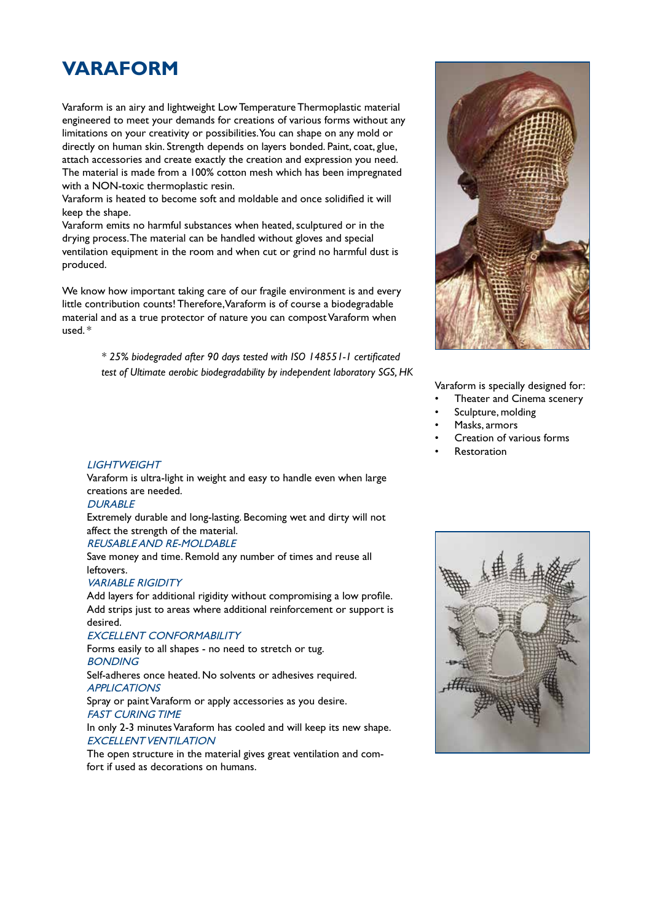# VARAFORM

Varaform is an airy and lightweight Low Temperature Thermoplastic material engineered to meet your demands for creations of various forms without any limitations on your creativity or possibilities. You can shape on any mold or directly on human skin. Strength depends on layers bonded. Paint, coat, glue, attach accessories and create exactly the creation and expression you need. The material is made from a 100% cotton mesh which has been impregnated with a NON-toxic thermoplastic resin.

Varaform is heated to become soft and moldable and once solidified it will keep the shape.

Varaform emits no harmful substances when heated, sculptured or in the drying process. The material can be handled without gloves and special ventilation equipment in the room and when cut or grind no harmful dust is produced.

We know how important taking care of our fragile environment is and every little contribution counts! Therefore, Varaform is of course a biodegradable material and as a true protector of nature you can compost Varaform when used. *

*\* 25% biodegraded after 90 days tested with ISO 14855-1 certificated test of Ultimate aerobic biodegradability by independent laboratory SGS, HK*

Varaform is specially designed for:

- Theater and Cinema scenery
- Sculpture, molding
- Masks, armors
- Creation of various forms
- Restoration

*LIGHTWEIGHT*

Varaform is ultra-light in weight and easy to handle even when large creations are needed.

*DURABLE*

Extremely durable and long-lasting. Becoming wet and dirty will not affect the strength of the material.

*REUSABLE AND RE-MOLDABLE*

Save money and time. Remold any number of times and reuse all leftovers.

*VARIABLE RIGIDITY*

Add layers for additional rigidity without compromising a low profile. Add strips just to areas where additional reinforcement or support is desired.

*EXCELLENT CONFORMABILITY*

Forms easily to all shapes - no need to stretch or tug.

*BONDING*

Self-adheres once heated. No solvents or adhesives required.

*APPLICATIONS*

Spray or paint Varaform or apply accessories as you desire.

*FAST CURING TIME*

In only 2-3 minutes Varaform has cooled and will keep its new shape.

*EXCELLENT VENTILATION*

The open structure in the material gives great ventilation and comfort if used as decorations on humans.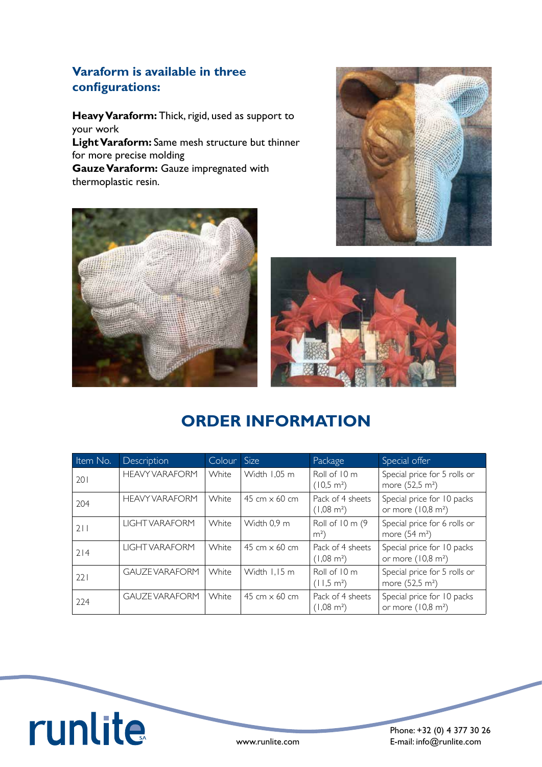## Varaform is available in three configurations:

**Heavy Varaform:** Thick, rigid, used as support to your work
**Light Varaform:** Same mesh structure but thinner for more precise molding
**Gauze Varaform:** Gauze impregnated with thermoplastic resin.

# ORDER INFORMATION

| Item No. | Description | Colour | Size | Package | Special offer |
|---|---|---|---|---|---|
| 201 | HEAVY VARAFORM | White | Width 1,05 m | Roll of 10 m (10,5 m²) | Special price for 5 rolls or more (52,5 m²) |
| 204 | HEAVY VARAFORM | White | 45 cm x 60 cm | Pack of 4 sheets (1,08 m²) | Special price for 10 packs or more (10,8 m²) |
| 211 | LIGHT VARAFORM | White | Width 0,9 m | Roll of 10 m (9 m²) | Special price for 6 rolls or more (54 m²) |
| 214 | LIGHT VARAFORM | White | 45 cm x 60 cm | Pack of 4 sheets (1,08 m²) | Special price for 10 packs or more (10,8 m²) |
| 221 | GAUZE VARAFORM | White | Width 1,15 m | Roll of 10 m (11,5 m²) | Special price for 5 rolls or more (52,5 m²) |
| 224 | GAUZE VARAFORM | White | 45 cm x 60 cm | Pack of 4 sheets (1,08 m²) | Special price for 10 packs or more (10,8 m²) |

runlite SA

www.runlite.com

Phone: +32 (0) 4 377 30 26
E-mail: info@runlite.com